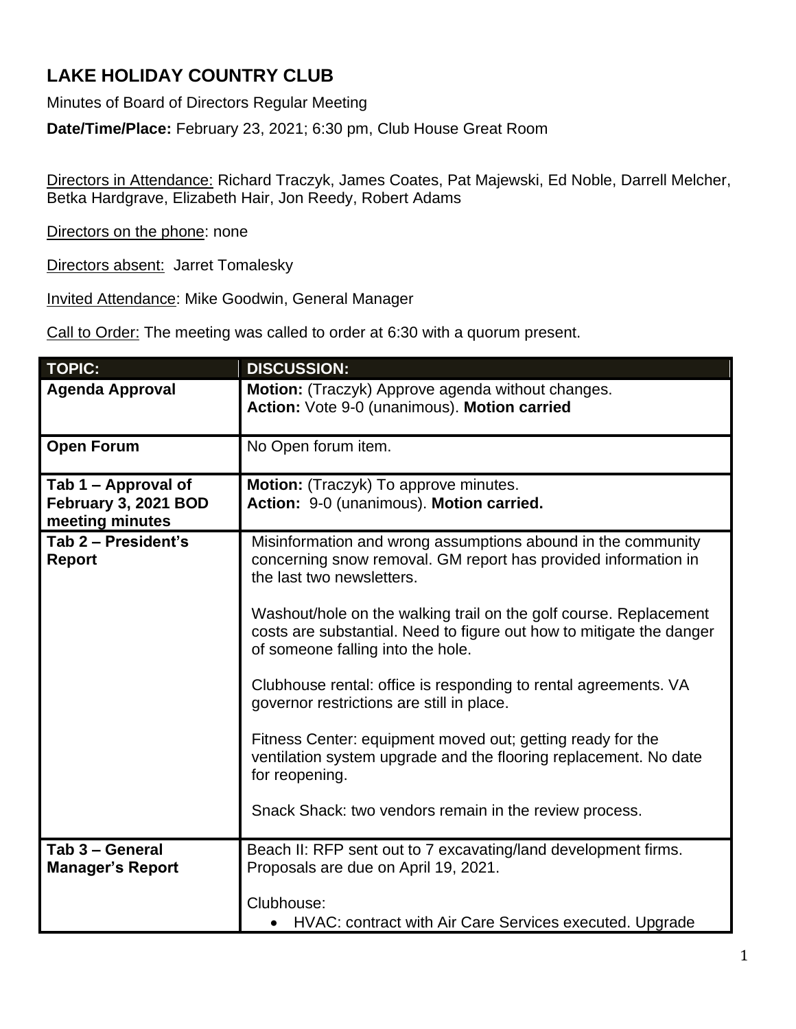# LAKE HOLIDAY COUNTRY CLUB

Minutes of Board of Directors Regular Meeting

**Date/Time/Place:** February 23, 2021; 6:30 pm, Club House Great Room

Directors in Attendance: Richard Traczyk, James Coates, Pat Majewski, Ed Noble, Darrell Melcher, Betka Hardgrave, Elizabeth Hair, Jon Reedy, Robert Adams

Directors on the phone: none

Directors absent: Jarret Tomalesky

Invited Attendance: Mike Goodwin, General Manager

Call to Order: The meeting was called to order at 6:30 with a quorum present.

| TOPIC: | DISCUSSION: |
|---|---|
| **Agenda Approval** | **Motion:** (Traczyk) Approve agenda without changes.<br>**Action:** Vote 9-0 (unanimous). **Motion carried** |
| **Open Forum** | No Open forum item. |
| **Tab 1 – Approval of February 3, 2021 BOD meeting minutes** | **Motion:** (Traczyk) To approve minutes.<br>**Action:** 9-0 (unanimous). **Motion carried.** |
| **Tab 2 – President's Report** | Misinformation and wrong assumptions abound in the community concerning snow removal. GM report has provided information in the last two newsletters.<br><br>Washout/hole on the walking trail on the golf course. Replacement costs are substantial. Need to figure out how to mitigate the danger of someone falling into the hole.<br><br>Clubhouse rental: office is responding to rental agreements. VA governor restrictions are still in place.<br><br>Fitness Center: equipment moved out; getting ready for the ventilation system upgrade and the flooring replacement. No date for reopening.<br><br>Snack Shack: two vendors remain in the review process. |
| **Tab 3 – General Manager's Report** | Beach II: RFP sent out to 7 excavating/land development firms. Proposals are due on April 19, 2021.<br><br>Clubhouse:<br>• HVAC: contract with Air Care Services executed. Upgrade |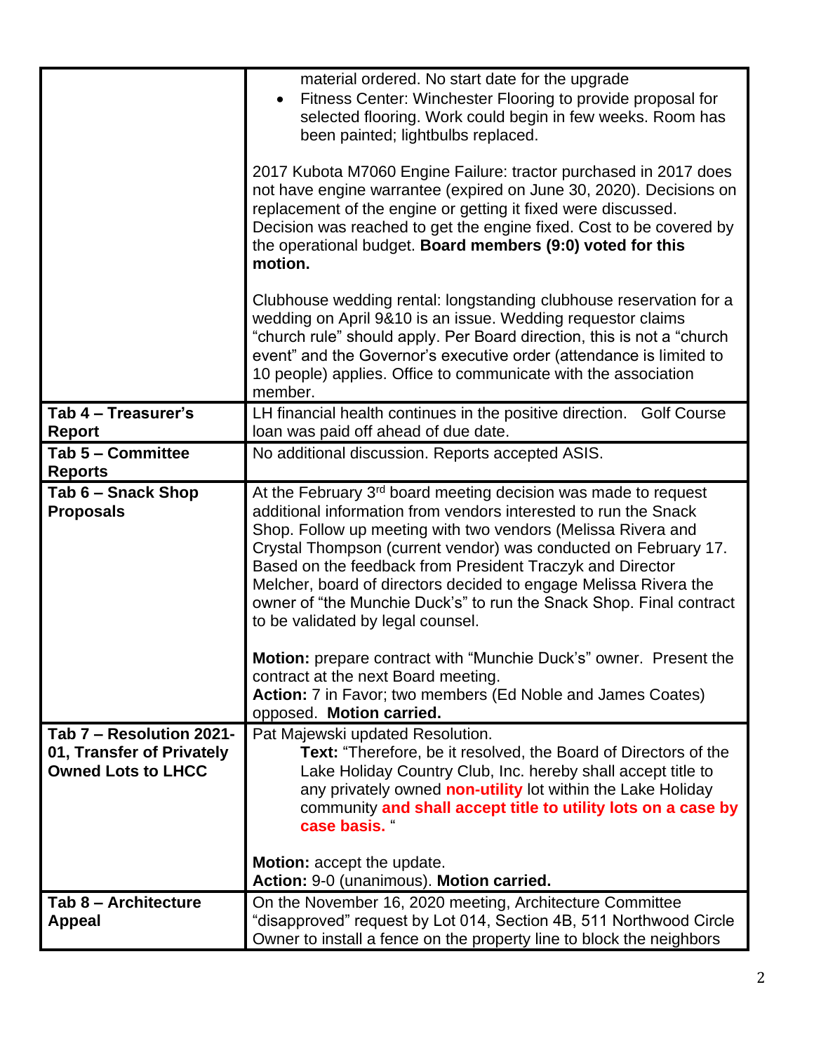| | |
|---|---|
| | material ordered. No start date for the upgrade<br>• Fitness Center: Winchester Flooring to provide proposal for selected flooring. Work could begin in few weeks. Room has been painted; lightbulbs replaced.<br><br>2017 Kubota M7060 Engine Failure: tractor purchased in 2017 does not have engine warrantee (expired on June 30, 2020). Decisions on replacement of the engine or getting it fixed were discussed. Decision was reached to get the engine fixed. Cost to be covered by the operational budget. **Board members (9:0) voted for this motion.**<br><br>Clubhouse wedding rental: longstanding clubhouse reservation for a wedding on April 9&10 is an issue. Wedding requestor claims "church rule" should apply. Per Board direction, this is not a "church event" and the Governor's executive order (attendance is limited to 10 people) applies. Office to communicate with the association member. |
| **Tab 4 – Treasurer's Report** | LH financial health continues in the positive direction. Golf Course loan was paid off ahead of due date. |
| **Tab 5 – Committee Reports** | No additional discussion. Reports accepted ASIS. |
| **Tab 6 – Snack Shop Proposals** | At the February 3rd board meeting decision was made to request additional information from vendors interested to run the Snack Shop. Follow up meeting with two vendors (Melissa Rivera and Crystal Thompson (current vendor) was conducted on February 17. Based on the feedback from President Traczyk and Director Melcher, board of directors decided to engage Melissa Rivera the owner of "the Munchie Duck's" to run the Snack Shop. Final contract to be validated by legal counsel.<br><br>**Motion:** prepare contract with "Munchie Duck's" owner. Present the contract at the next Board meeting.<br>**Action:** 7 in Favor; two members (Ed Noble and James Coates) opposed. **Motion carried.** |
| **Tab 7 – Resolution 2021-01, Transfer of Privately Owned Lots to LHCC** | Pat Majewski updated Resolution.<br>**Text:** "Therefore, be it resolved, the Board of Directors of the Lake Holiday Country Club, Inc. hereby shall accept title to any privately owned **non-utility** lot within the Lake Holiday community **and shall accept title to utility lots on a case by case basis.** "<br><br>**Motion:** accept the update.<br>**Action:** 9-0 (unanimous). **Motion carried.** |
| **Tab 8 – Architecture Appeal** | On the November 16, 2020 meeting, Architecture Committee "disapproved" request by Lot 014, Section 4B, 511 Northwood Circle Owner to install a fence on the property line to block the neighbors |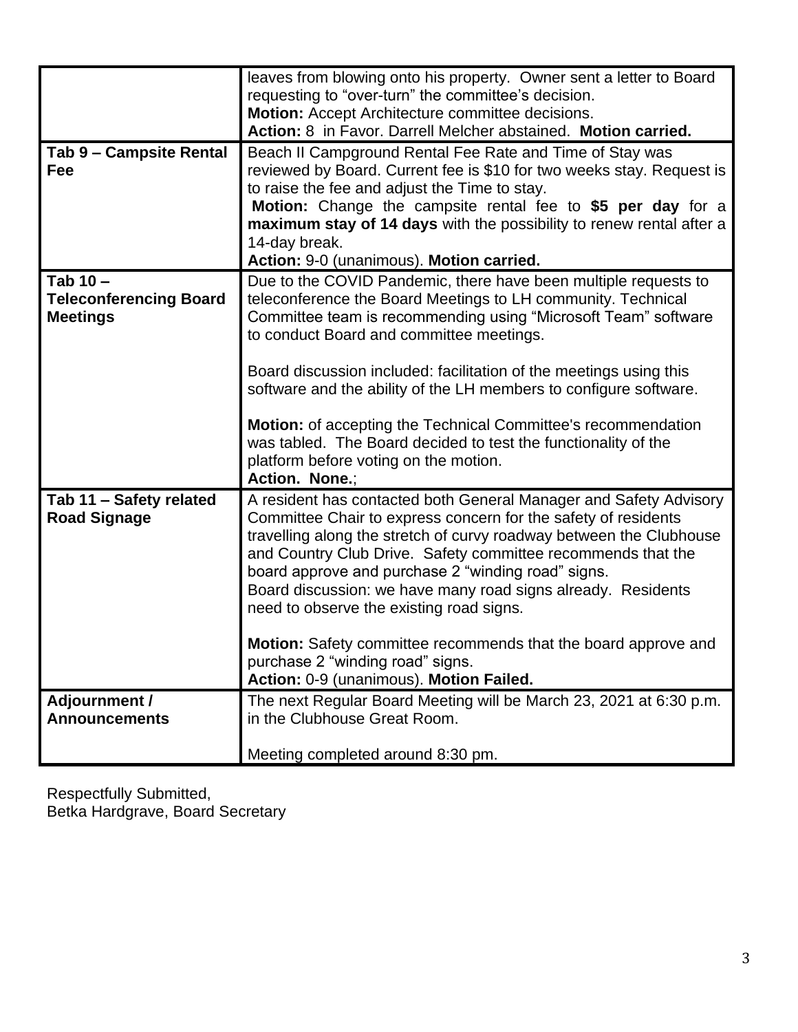| | |
|---|---|
| | leaves from blowing onto his property. Owner sent a letter to Board requesting to "over-turn" the committee's decision.<br>**Motion:** Accept Architecture committee decisions.<br>**Action:** 8 in Favor. Darrell Melcher abstained. **Motion carried.** |
| **Tab 9 – Campsite Rental Fee** | Beach II Campground Rental Fee Rate and Time of Stay was reviewed by Board. Current fee is $10 for two weeks stay. Request is to raise the fee and adjust the Time to stay.<br>**Motion:** Change the campsite rental fee to **$5 per day** for a **maximum stay of 14 days** with the possibility to renew rental after a 14-day break.<br>**Action:** 9-0 (unanimous). **Motion carried.** |
| **Tab 10 – Teleconferencing Board Meetings** | Due to the COVID Pandemic, there have been multiple requests to teleconference the Board Meetings to LH community. Technical Committee team is recommending using "Microsoft Team" software to conduct Board and committee meetings.<br><br>Board discussion included: facilitation of the meetings using this software and the ability of the LH members to configure software.<br><br>**Motion:** of accepting the Technical Committee's recommendation was tabled. The Board decided to test the functionality of the platform before voting on the motion.<br>**Action. None.**; |
| **Tab 11 – Safety related Road Signage** | A resident has contacted both General Manager and Safety Advisory Committee Chair to express concern for the safety of residents travelling along the stretch of curvy roadway between the Clubhouse and Country Club Drive. Safety committee recommends that the board approve and purchase 2 "winding road" signs.<br>Board discussion: we have many road signs already. Residents need to observe the existing road signs.<br><br>**Motion:** Safety committee recommends that the board approve and purchase 2 "winding road" signs.<br>**Action:** 0-9 (unanimous). **Motion Failed.** |
| **Adjournment / Announcements** | The next Regular Board Meeting will be March 23, 2021 at 6:30 p.m. in the Clubhouse Great Room.<br><br>Meeting completed around 8:30 pm. |

Respectfully Submitted,
Betka Hardgrave, Board Secretary